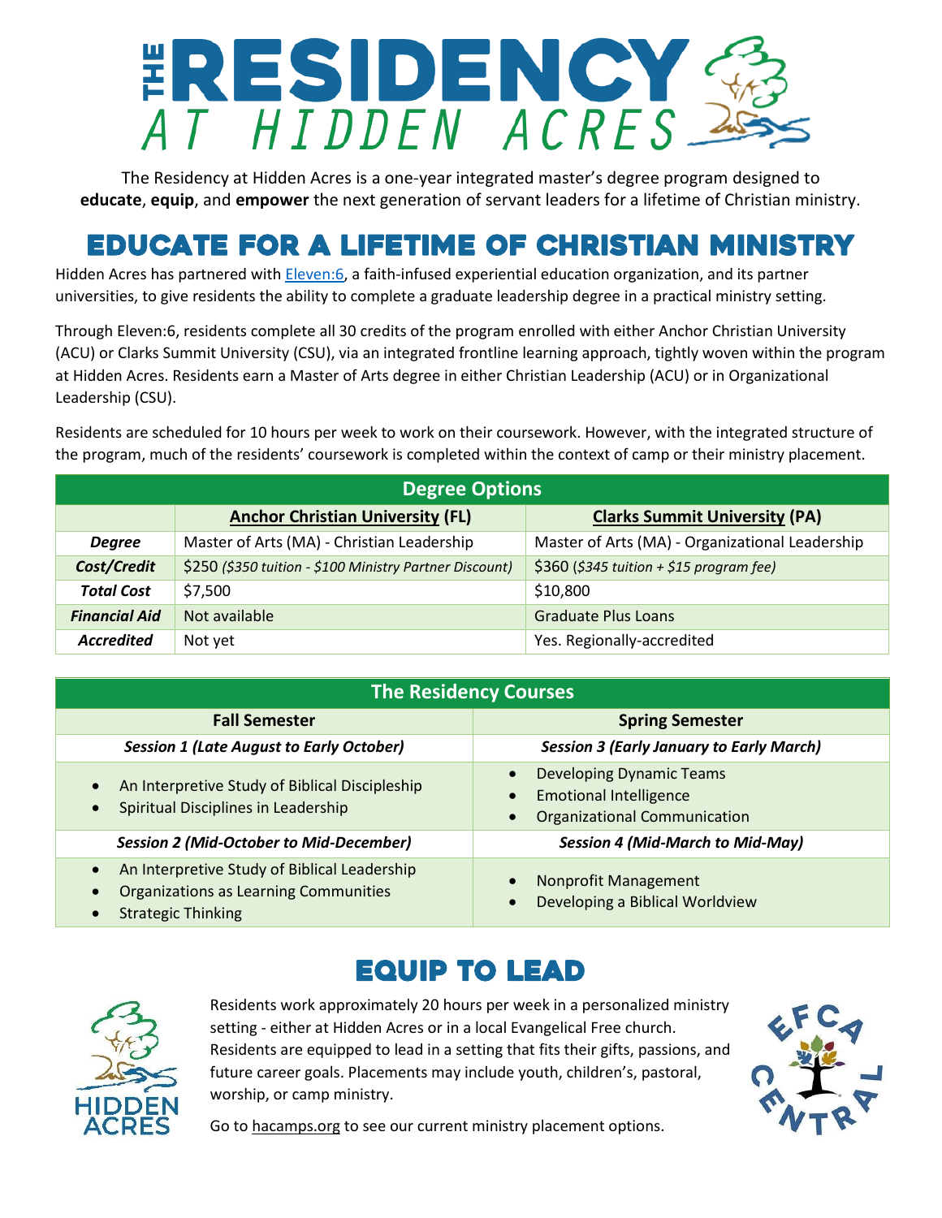# THE RESIDENCY AT HIDDEN ACRES

The Residency at Hidden Acres is a one-year integrated master's degree program designed to **educate**, **equip**, and **empower** the next generation of servant leaders for a lifetime of Christian ministry.

## EDUCATE FOR A LIFETIME OF CHRISTIAN MINISTRY

Hidden Acres has partnered with Eleven:6, a faith-infused experiential education organization, and its partner universities, to give residents the ability to complete a graduate leadership degree in a practical ministry setting.

Through Eleven:6, residents complete all 30 credits of the program enrolled with either Anchor Christian University (ACU) or Clarks Summit University (CSU), via an integrated frontline learning approach, tightly woven within the program at Hidden Acres. Residents earn a Master of Arts degree in either Christian Leadership (ACU) or in Organizational Leadership (CSU).

Residents are scheduled for 10 hours per week to work on their coursework. However, with the integrated structure of the program, much of the residents' coursework is completed within the context of camp or their ministry placement.

| Degree Options | | |
|---|---|---|
| | **Anchor Christian University (FL)** | **Clarks Summit University (PA)** |
| ***Degree*** | Master of Arts (MA) - Christian Leadership | Master of Arts (MA) - Organizational Leadership |
| ***Cost/Credit*** | $250 (*$350 tuition - $100 Ministry Partner Discount*) | $360 (*$345 tuition + $15 program fee*) |
| ***Total Cost*** | $7,500 | $10,800 |
| ***Financial Aid*** | Not available | Graduate Plus Loans |
| ***Accredited*** | Not yet | Yes. Regionally-accredited |

| The Residency Courses | |
|---|---|
| **Fall Semester** | **Spring Semester** |
| ***Session 1 (Late August to Early October)*** | ***Session 3 (Early January to Early March)*** |
| • An Interpretive Study of Biblical Discipleship<br>• Spiritual Disciplines in Leadership | • Developing Dynamic Teams<br>• Emotional Intelligence<br>• Organizational Communication |
| ***Session 2 (Mid-October to Mid-December)*** | ***Session 4 (Mid-March to Mid-May)*** |
| • An Interpretive Study of Biblical Leadership<br>• Organizations as Learning Communities<br>• Strategic Thinking | • Nonprofit Management<br>• Developing a Biblical Worldview |

## EQUIP TO LEAD

Residents work approximately 20 hours per week in a personalized ministry setting - either at Hidden Acres or in a local Evangelical Free church. Residents are equipped to lead in a setting that fits their gifts, passions, and future career goals. Placements may include youth, children's, pastoral, worship, or camp ministry.

Go to hacamps.org to see our current ministry placement options.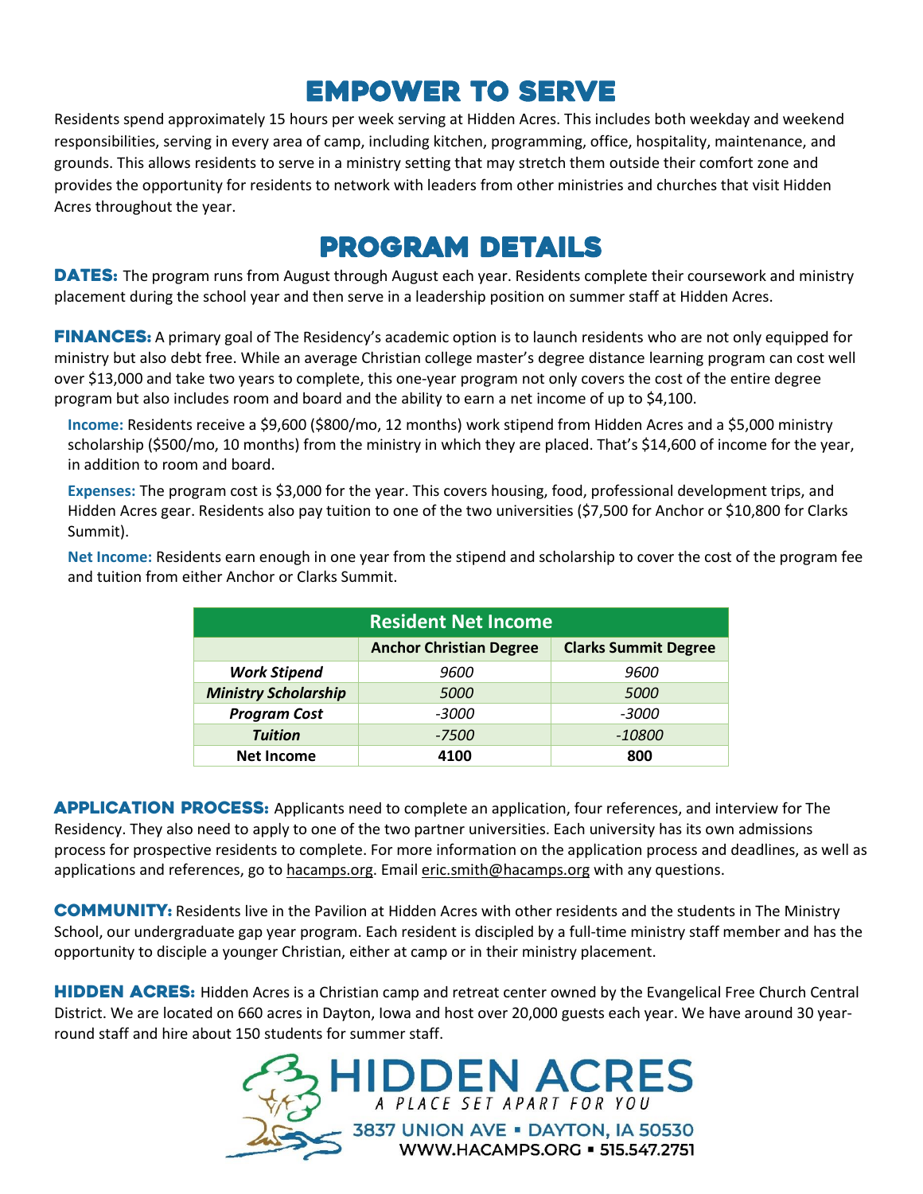# EMPOWER TO SERVE

Residents spend approximately 15 hours per week serving at Hidden Acres. This includes both weekday and weekend responsibilities, serving in every area of camp, including kitchen, programming, office, hospitality, maintenance, and grounds. This allows residents to serve in a ministry setting that may stretch them outside their comfort zone and provides the opportunity for residents to network with leaders from other ministries and churches that visit Hidden Acres throughout the year.

# PROGRAM DETAILS

**DATES:** The program runs from August through August each year. Residents complete their coursework and ministry placement during the school year and then serve in a leadership position on summer staff at Hidden Acres.

**FINANCES:** A primary goal of The Residency's academic option is to launch residents who are not only equipped for ministry but also debt free. While an average Christian college master's degree distance learning program can cost well over $13,000 and take two years to complete, this one-year program not only covers the cost of the entire degree program but also includes room and board and the ability to earn a net income of up to $4,100.

**Income:** Residents receive a $9,600 ($800/mo, 12 months) work stipend from Hidden Acres and a $5,000 ministry scholarship ($500/mo, 10 months) from the ministry in which they are placed. That's $14,600 of income for the year, in addition to room and board.

**Expenses:** The program cost is $3,000 for the year. This covers housing, food, professional development trips, and Hidden Acres gear. Residents also pay tuition to one of the two universities ($7,500 for Anchor or $10,800 for Clarks Summit).

**Net Income:** Residents earn enough in one year from the stipend and scholarship to cover the cost of the program fee and tuition from either Anchor or Clarks Summit.

| Resident Net Income | | |
|---|---|---|
| | **Anchor Christian Degree** | **Clarks Summit Degree** |
| ***Work Stipend*** | *9600* | *9600* |
| ***Ministry Scholarship*** | *5000* | *5000* |
| ***Program Cost*** | *-3000* | *-3000* |
| ***Tuition*** | *-7500* | *-10800* |
| **Net Income** | **4100** | **800** |

**APPLICATION PROCESS:** Applicants need to complete an application, four references, and interview for The Residency. They also need to apply to one of the two partner universities. Each university has its own admissions process for prospective residents to complete. For more information on the application process and deadlines, as well as applications and references, go to hacamps.org. Email eric.smith@hacamps.org with any questions.

**COMMUNITY:** Residents live in the Pavilion at Hidden Acres with other residents and the students in The Ministry School, our undergraduate gap year program. Each resident is discipled by a full-time ministry staff member and has the opportunity to disciple a younger Christian, either at camp or in their ministry placement.

**HIDDEN ACRES:** Hidden Acres is a Christian camp and retreat center owned by the Evangelical Free Church Central District. We are located on 660 acres in Dayton, Iowa and host over 20,000 guests each year. We have around 30 year-round staff and hire about 150 students for summer staff.

HIDDEN ACRES

A PLACE SET APART FOR YOU

3837 UNION AVE ▪ DAYTON, IA 50530

WWW.HACAMPS.ORG ▪ 515.547.2751